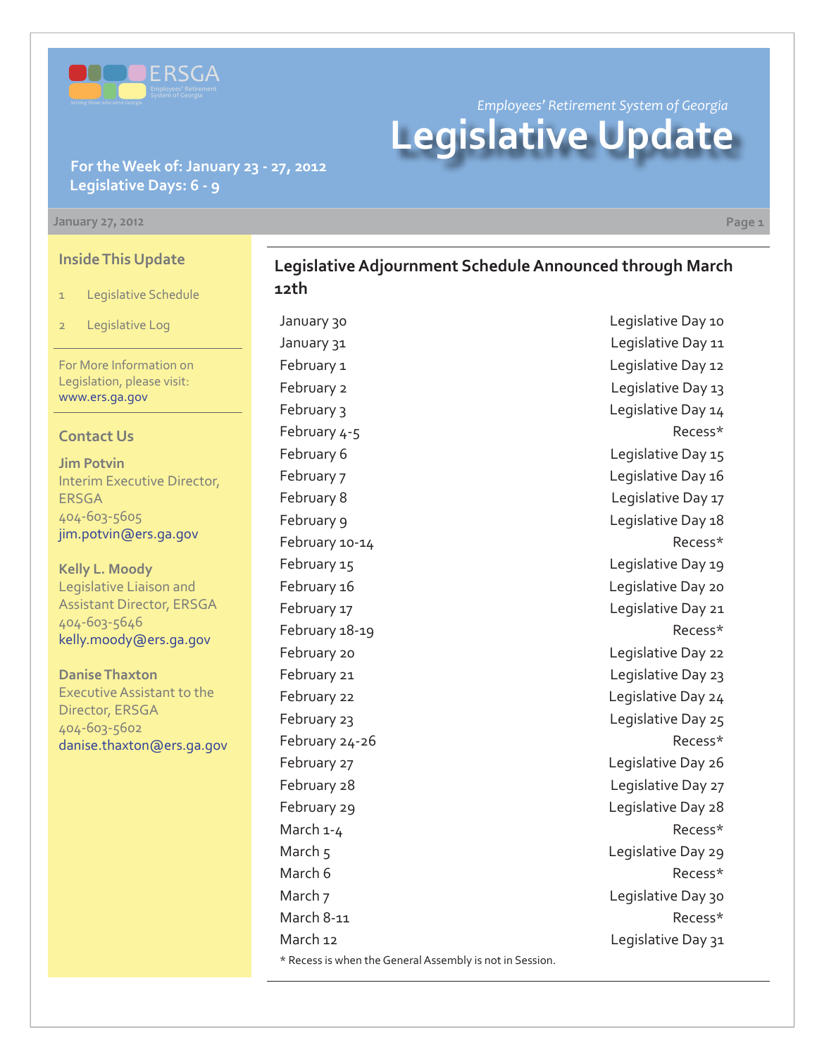ERSGA

Employees' Retirement System of Georgia

Serving those who serve Georgia

*Employees' Retirement System of Georgia*

# Legislative Update

**For the Week of: January 23 - 27, 2012**
**Legislative Days: 6 - 9**

January 27, 2012

### Inside This Update

1. Legislative Schedule
2. Legislative Log

For More Information on Legislation, please visit: www.ers.ga.gov

### Contact Us

**Jim Potvin**
Interim Executive Director, ERSGA
404-603-5605
jim.potvin@ers.ga.gov

**Kelly L. Moody**
Legislative Liaison and Assistant Director, ERSGA
404-603-5646
kelly.moody@ers.ga.gov

**Danise Thaxton**
Executive Assistant to the Director, ERSGA
404-603-5602
danise.thaxton@ers.ga.gov

## Legislative Adjournment Schedule Announced through March 12th

| Date | Day |
| --- | --- |
| January 30 | Legislative Day 10 |
| January 31 | Legislative Day 11 |
| February 1 | Legislative Day 12 |
| February 2 | Legislative Day 13 |
| February 3 | Legislative Day 14 |
| February 4-5 | Recess* |
| February 6 | Legislative Day 15 |
| February 7 | Legislative Day 16 |
| February 8 | Legislative Day 17 |
| February 9 | Legislative Day 18 |
| February 10-14 | Recess* |
| February 15 | Legislative Day 19 |
| February 16 | Legislative Day 20 |
| February 17 | Legislative Day 21 |
| February 18-19 | Recess* |
| February 20 | Legislative Day 22 |
| February 21 | Legislative Day 23 |
| February 22 | Legislative Day 24 |
| February 23 | Legislative Day 25 |
| February 24-26 | Recess* |
| February 27 | Legislative Day 26 |
| February 28 | Legislative Day 27 |
| February 29 | Legislative Day 28 |
| March 1-4 | Recess* |
| March 5 | Legislative Day 29 |
| March 6 | Recess* |
| March 7 | Legislative Day 30 |
| March 8-11 | Recess* |
| March 12 | Legislative Day 31 |

* Recess is when the General Assembly is not in Session.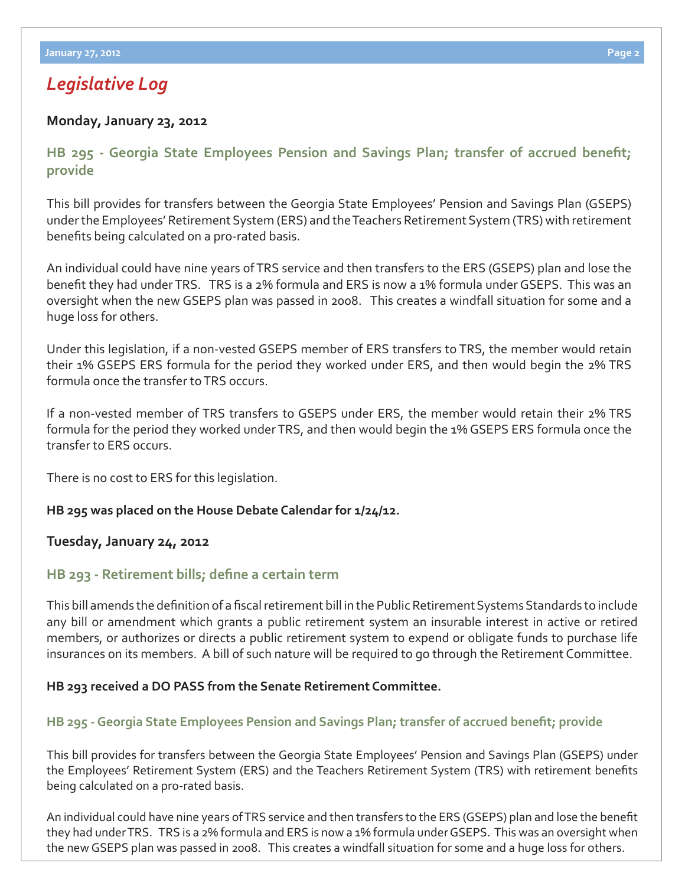## *Legislative Log*

**Monday, January 23, 2012**

### HB 295 - Georgia State Employees Pension and Savings Plan; transfer of accrued benefit; provide

This bill provides for transfers between the Georgia State Employees' Pension and Savings Plan (GSEPS) under the Employees' Retirement System (ERS) and the Teachers Retirement System (TRS) with retirement benefits being calculated on a pro-rated basis.

An individual could have nine years of TRS service and then transfers to the ERS (GSEPS) plan and lose the benefit they had under TRS. TRS is a 2% formula and ERS is now a 1% formula under GSEPS. This was an oversight when the new GSEPS plan was passed in 2008. This creates a windfall situation for some and a huge loss for others.

Under this legislation, if a non-vested GSEPS member of ERS transfers to TRS, the member would retain their 1% GSEPS ERS formula for the period they worked under ERS, and then would begin the 2% TRS formula once the transfer to TRS occurs.

If a non-vested member of TRS transfers to GSEPS under ERS, the member would retain their 2% TRS formula for the period they worked under TRS, and then would begin the 1% GSEPS ERS formula once the transfer to ERS occurs.

There is no cost to ERS for this legislation.

**HB 295 was placed on the House Debate Calendar for 1/24/12.**

**Tuesday, January 24, 2012**

### HB 293 - Retirement bills; define a certain term

This bill amends the definition of a fiscal retirement bill in the Public Retirement Systems Standards to include any bill or amendment which grants a public retirement system an insurable interest in active or retired members, or authorizes or directs a public retirement system to expend or obligate funds to purchase life insurances on its members. A bill of such nature will be required to go through the Retirement Committee.

**HB 293 received a DO PASS from the Senate Retirement Committee.**

### HB 295 - Georgia State Employees Pension and Savings Plan; transfer of accrued benefit; provide

This bill provides for transfers between the Georgia State Employees' Pension and Savings Plan (GSEPS) under the Employees' Retirement System (ERS) and the Teachers Retirement System (TRS) with retirement benefits being calculated on a pro-rated basis.

An individual could have nine years of TRS service and then transfers to the ERS (GSEPS) plan and lose the benefit they had under TRS. TRS is a 2% formula and ERS is now a 1% formula under GSEPS. This was an oversight when the new GSEPS plan was passed in 2008. This creates a windfall situation for some and a huge loss for others.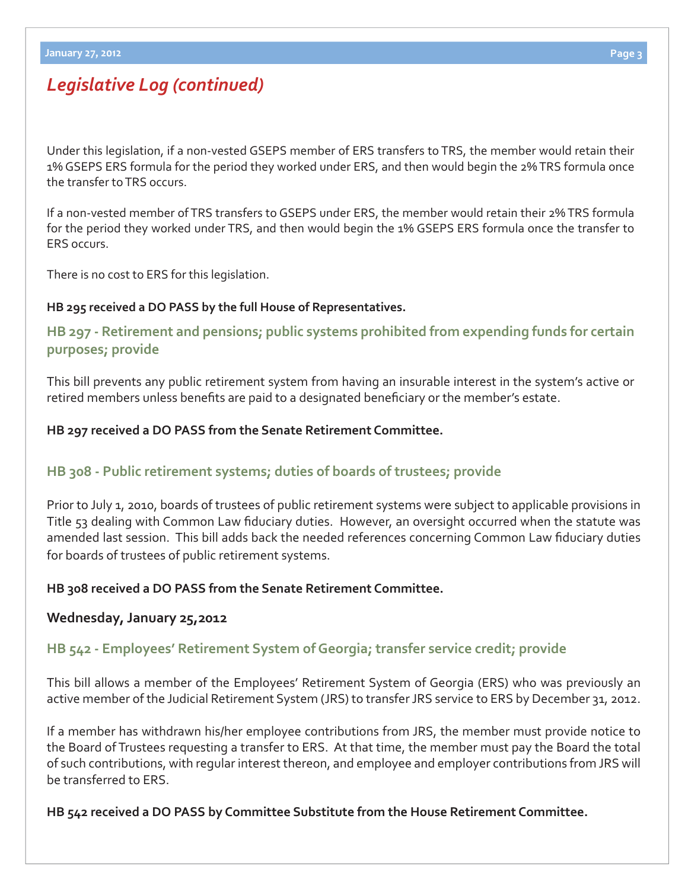## *Legislative Log (continued)*

Under this legislation, if a non-vested GSEPS member of ERS transfers to TRS, the member would retain their 1% GSEPS ERS formula for the period they worked under ERS, and then would begin the 2% TRS formula once the transfer to TRS occurs.

If a non-vested member of TRS transfers to GSEPS under ERS, the member would retain their 2% TRS formula for the period they worked under TRS, and then would begin the 1% GSEPS ERS formula once the transfer to ERS occurs.

There is no cost to ERS for this legislation.

**HB 295 received a DO PASS by the full House of Representatives.**

### HB 297 - Retirement and pensions; public systems prohibited from expending funds for certain purposes; provide

This bill prevents any public retirement system from having an insurable interest in the system's active or retired members unless benefits are paid to a designated beneficiary or the member's estate.

**HB 297 received a DO PASS from the Senate Retirement Committee.**

### HB 308 - Public retirement systems; duties of boards of trustees; provide

Prior to July 1, 2010, boards of trustees of public retirement systems were subject to applicable provisions in Title 53 dealing with Common Law fiduciary duties. However, an oversight occurred when the statute was amended last session. This bill adds back the needed references concerning Common Law fiduciary duties for boards of trustees of public retirement systems.

**HB 308 received a DO PASS from the Senate Retirement Committee.**

**Wednesday, January 25,2012**

### HB 542 - Employees' Retirement System of Georgia; transfer service credit; provide

This bill allows a member of the Employees' Retirement System of Georgia (ERS) who was previously an active member of the Judicial Retirement System (JRS) to transfer JRS service to ERS by December 31, 2012.

If a member has withdrawn his/her employee contributions from JRS, the member must provide notice to the Board of Trustees requesting a transfer to ERS. At that time, the member must pay the Board the total of such contributions, with regular interest thereon, and employee and employer contributions from JRS will be transferred to ERS.

**HB 542 received a DO PASS by Committee Substitute from the House Retirement Committee.**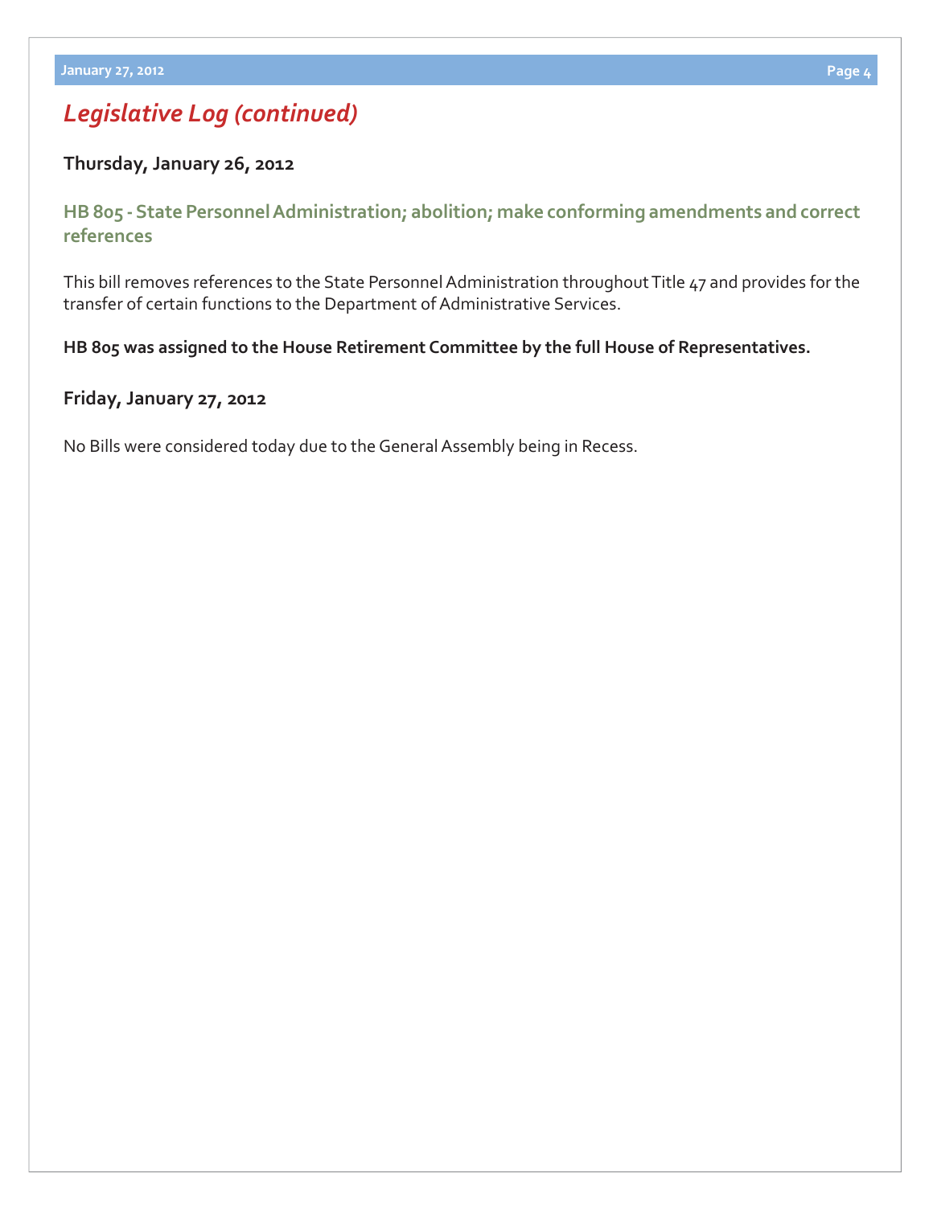## *Legislative Log (continued)*

### Thursday, January 26, 2012

### HB 805 - State Personnel Administration; abolition; make conforming amendments and correct references

This bill removes references to the State Personnel Administration throughout Title 47 and provides for the transfer of certain functions to the Department of Administrative Services.

**HB 805 was assigned to the House Retirement Committee by the full House of Representatives.**

### Friday, January 27, 2012

No Bills were considered today due to the General Assembly being in Recess.